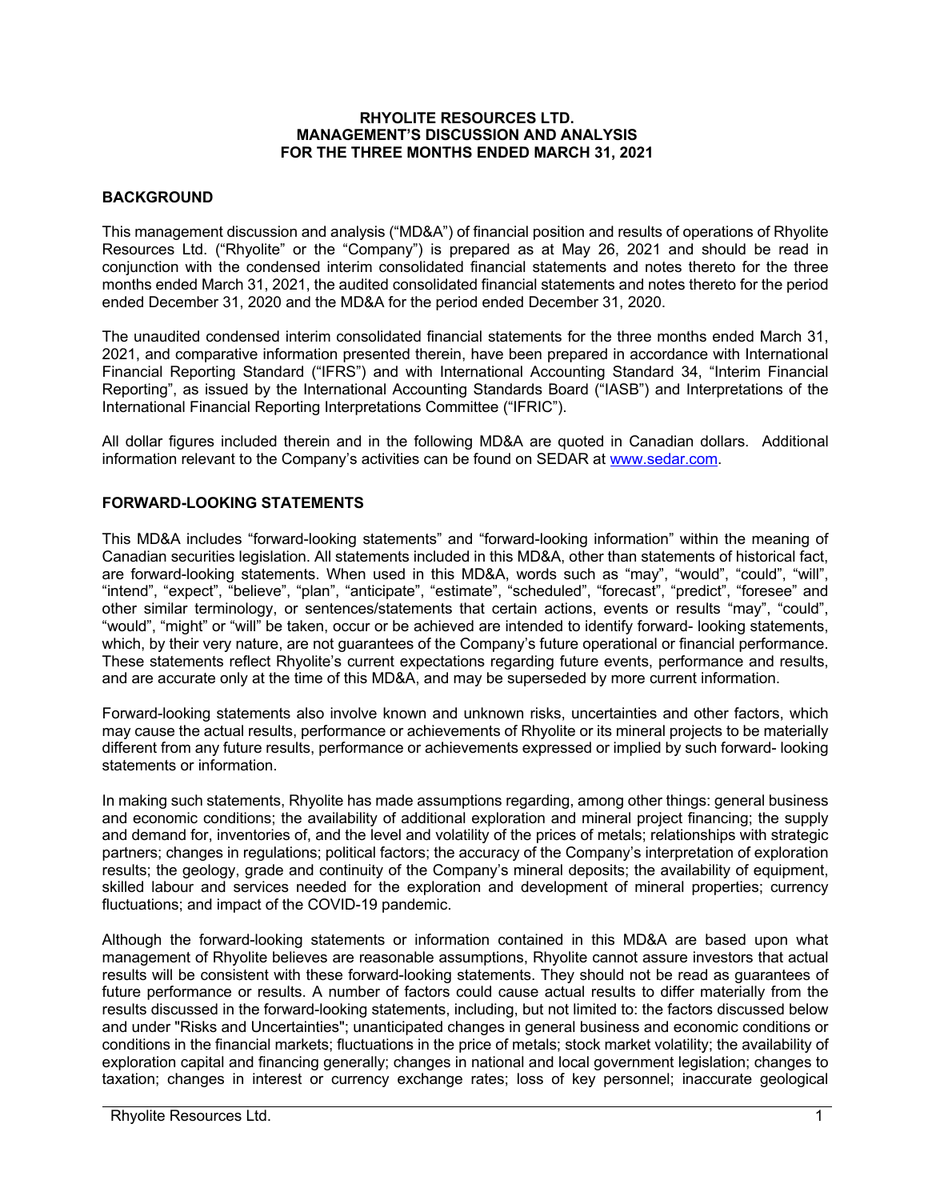# RHYOLITE RESOURCES LTD.
# MANAGEMENT'S DISCUSSION AND ANALYSIS
# FOR THE THREE MONTHS ENDED MARCH 31, 2021

## BACKGROUND

This management discussion and analysis ("MD&A") of financial position and results of operations of Rhyolite Resources Ltd. ("Rhyolite" or the "Company") is prepared as at May 26, 2021 and should be read in conjunction with the condensed interim consolidated financial statements and notes thereto for the three months ended March 31, 2021, the audited consolidated financial statements and notes thereto for the period ended December 31, 2020 and the MD&A for the period ended December 31, 2020.

The unaudited condensed interim consolidated financial statements for the three months ended March 31, 2021, and comparative information presented therein, have been prepared in accordance with International Financial Reporting Standard ("IFRS") and with International Accounting Standard 34, "Interim Financial Reporting", as issued by the International Accounting Standards Board ("IASB") and Interpretations of the International Financial Reporting Interpretations Committee ("IFRIC").

All dollar figures included therein and in the following MD&A are quoted in Canadian dollars. Additional information relevant to the Company's activities can be found on SEDAR at www.sedar.com.

## FORWARD-LOOKING STATEMENTS

This MD&A includes "forward-looking statements" and "forward-looking information" within the meaning of Canadian securities legislation. All statements included in this MD&A, other than statements of historical fact, are forward-looking statements. When used in this MD&A, words such as "may", "would", "could", "will", "intend", "expect", "believe", "plan", "anticipate", "estimate", "scheduled", "forecast", "predict", "foresee" and other similar terminology, or sentences/statements that certain actions, events or results "may", "could", "would", "might" or "will" be taken, occur or be achieved are intended to identify forward- looking statements, which, by their very nature, are not guarantees of the Company's future operational or financial performance. These statements reflect Rhyolite's current expectations regarding future events, performance and results, and are accurate only at the time of this MD&A, and may be superseded by more current information.

Forward-looking statements also involve known and unknown risks, uncertainties and other factors, which may cause the actual results, performance or achievements of Rhyolite or its mineral projects to be materially different from any future results, performance or achievements expressed or implied by such forward- looking statements or information.

In making such statements, Rhyolite has made assumptions regarding, among other things: general business and economic conditions; the availability of additional exploration and mineral project financing; the supply and demand for, inventories of, and the level and volatility of the prices of metals; relationships with strategic partners; changes in regulations; political factors; the accuracy of the Company's interpretation of exploration results; the geology, grade and continuity of the Company's mineral deposits; the availability of equipment, skilled labour and services needed for the exploration and development of mineral properties; currency fluctuations; and impact of the COVID-19 pandemic.

Although the forward-looking statements or information contained in this MD&A are based upon what management of Rhyolite believes are reasonable assumptions, Rhyolite cannot assure investors that actual results will be consistent with these forward-looking statements. They should not be read as guarantees of future performance or results. A number of factors could cause actual results to differ materially from the results discussed in the forward-looking statements, including, but not limited to: the factors discussed below and under "Risks and Uncertainties"; unanticipated changes in general business and economic conditions or conditions in the financial markets; fluctuations in the price of metals; stock market volatility; the availability of exploration capital and financing generally; changes in national and local government legislation; changes to taxation; changes in interest or currency exchange rates; loss of key personnel; inaccurate geological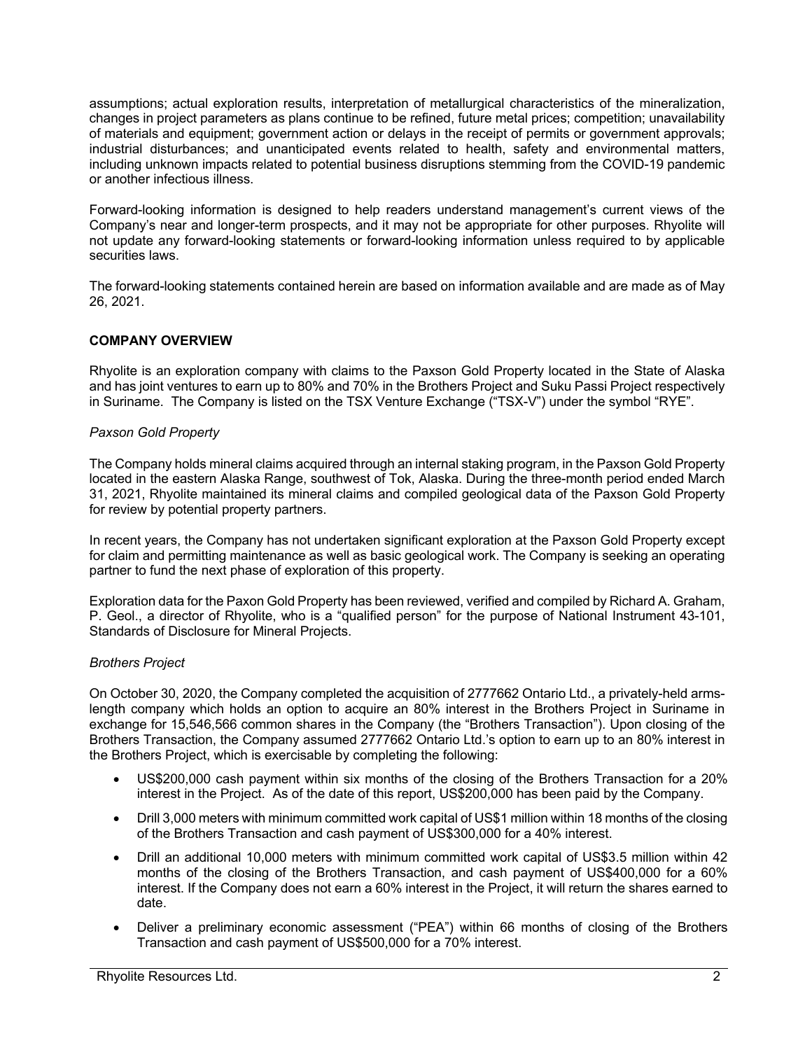assumptions; actual exploration results, interpretation of metallurgical characteristics of the mineralization, changes in project parameters as plans continue to be refined, future metal prices; competition; unavailability of materials and equipment; government action or delays in the receipt of permits or government approvals; industrial disturbances; and unanticipated events related to health, safety and environmental matters, including unknown impacts related to potential business disruptions stemming from the COVID-19 pandemic or another infectious illness.

Forward-looking information is designed to help readers understand management's current views of the Company's near and longer-term prospects, and it may not be appropriate for other purposes. Rhyolite will not update any forward-looking statements or forward-looking information unless required to by applicable securities laws.

The forward-looking statements contained herein are based on information available and are made as of May 26, 2021.

## COMPANY OVERVIEW

Rhyolite is an exploration company with claims to the Paxson Gold Property located in the State of Alaska and has joint ventures to earn up to 80% and 70% in the Brothers Project and Suku Passi Project respectively in Suriname. The Company is listed on the TSX Venture Exchange ("TSX-V") under the symbol "RYE".

### *Paxson Gold Property*

The Company holds mineral claims acquired through an internal staking program, in the Paxson Gold Property located in the eastern Alaska Range, southwest of Tok, Alaska. During the three-month period ended March 31, 2021, Rhyolite maintained its mineral claims and compiled geological data of the Paxson Gold Property for review by potential property partners.

In recent years, the Company has not undertaken significant exploration at the Paxson Gold Property except for claim and permitting maintenance as well as basic geological work. The Company is seeking an operating partner to fund the next phase of exploration of this property.

Exploration data for the Paxon Gold Property has been reviewed, verified and compiled by Richard A. Graham, P. Geol., a director of Rhyolite, who is a "qualified person" for the purpose of National Instrument 43-101, Standards of Disclosure for Mineral Projects.

### *Brothers Project*

On October 30, 2020, the Company completed the acquisition of 2777662 Ontario Ltd., a privately-held arms-length company which holds an option to acquire an 80% interest in the Brothers Project in Suriname in exchange for 15,546,566 common shares in the Company (the "Brothers Transaction"). Upon closing of the Brothers Transaction, the Company assumed 2777662 Ontario Ltd.'s option to earn up to an 80% interest in the Brothers Project, which is exercisable by completing the following:

- US$200,000 cash payment within six months of the closing of the Brothers Transaction for a 20% interest in the Project. As of the date of this report, US$200,000 has been paid by the Company.
- Drill 3,000 meters with minimum committed work capital of US$1 million within 18 months of the closing of the Brothers Transaction and cash payment of US$300,000 for a 40% interest.
- Drill an additional 10,000 meters with minimum committed work capital of US$3.5 million within 42 months of the closing of the Brothers Transaction, and cash payment of US$400,000 for a 60% interest. If the Company does not earn a 60% interest in the Project, it will return the shares earned to date.
- Deliver a preliminary economic assessment ("PEA") within 66 months of closing of the Brothers Transaction and cash payment of US$500,000 for a 70% interest.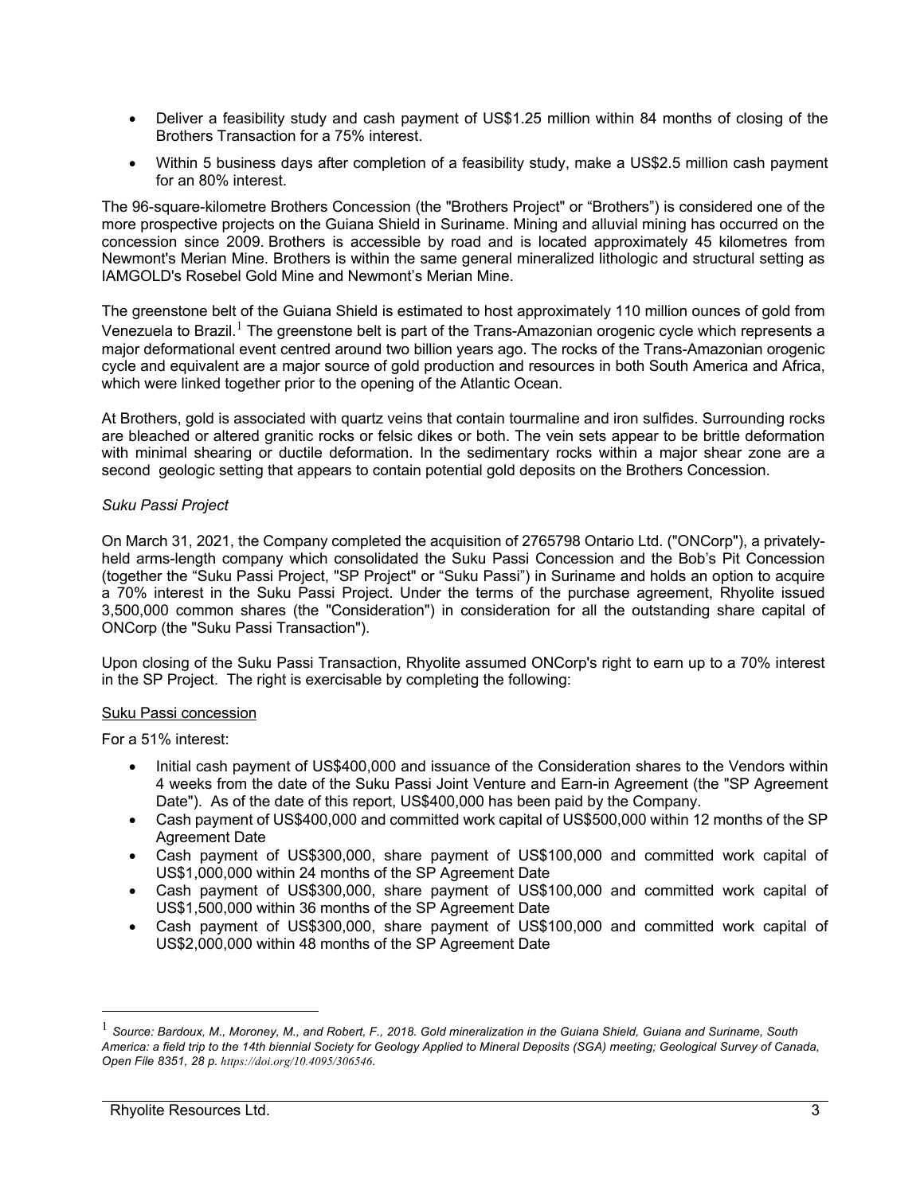- Deliver a feasibility study and cash payment of US$1.25 million within 84 months of closing of the Brothers Transaction for a 75% interest.
- Within 5 business days after completion of a feasibility study, make a US$2.5 million cash payment for an 80% interest.

The 96-square-kilometre Brothers Concession (the "Brothers Project" or "Brothers") is considered one of the more prospective projects on the Guiana Shield in Suriname. Mining and alluvial mining has occurred on the concession since 2009. Brothers is accessible by road and is located approximately 45 kilometres from Newmont's Merian Mine. Brothers is within the same general mineralized lithologic and structural setting as IAMGOLD's Rosebel Gold Mine and Newmont's Merian Mine.

The greenstone belt of the Guiana Shield is estimated to host approximately 110 million ounces of gold from Venezuela to Brazil.[1] The greenstone belt is part of the Trans-Amazonian orogenic cycle which represents a major deformational event centred around two billion years ago. The rocks of the Trans-Amazonian orogenic cycle and equivalent are a major source of gold production and resources in both South America and Africa, which were linked together prior to the opening of the Atlantic Ocean.

At Brothers, gold is associated with quartz veins that contain tourmaline and iron sulfides. Surrounding rocks are bleached or altered granitic rocks or felsic dikes or both. The vein sets appear to be brittle deformation with minimal shearing or ductile deformation. In the sedimentary rocks within a major shear zone are a second geologic setting that appears to contain potential gold deposits on the Brothers Concession.

*Suku Passi Project*

On March 31, 2021, the Company completed the acquisition of 2765798 Ontario Ltd. ("ONCorp"), a privately-held arms-length company which consolidated the Suku Passi Concession and the Bob's Pit Concession (together the "Suku Passi Project, "SP Project" or "Suku Passi") in Suriname and holds an option to acquire a 70% interest in the Suku Passi Project. Under the terms of the purchase agreement, Rhyolite issued 3,500,000 common shares (the "Consideration") in consideration for all the outstanding share capital of ONCorp (the "Suku Passi Transaction").

Upon closing of the Suku Passi Transaction, Rhyolite assumed ONCorp's right to earn up to a 70% interest in the SP Project. The right is exercisable by completing the following:

<u>Suku Passi concession</u>

For a 51% interest:

- Initial cash payment of US$400,000 and issuance of the Consideration shares to the Vendors within 4 weeks from the date of the Suku Passi Joint Venture and Earn-in Agreement (the "SP Agreement Date"). As of the date of this report, US$400,000 has been paid by the Company.
- Cash payment of US$400,000 and committed work capital of US$500,000 within 12 months of the SP Agreement Date
- Cash payment of US$300,000, share payment of US$100,000 and committed work capital of US$1,000,000 within 24 months of the SP Agreement Date
- Cash payment of US$300,000, share payment of US$100,000 and committed work capital of US$1,500,000 within 36 months of the SP Agreement Date
- Cash payment of US$300,000, share payment of US$100,000 and committed work capital of US$2,000,000 within 48 months of the SP Agreement Date

---

[1] *Source: Bardoux, M., Moroney, M., and Robert, F., 2018. Gold mineralization in the Guiana Shield, Guiana and Suriname, South America: a field trip to the 14th biennial Society for Geology Applied to Mineral Deposits (SGA) meeting; Geological Survey of Canada, Open File 8351, 28 p. https://doi.org/10.4095/306546.*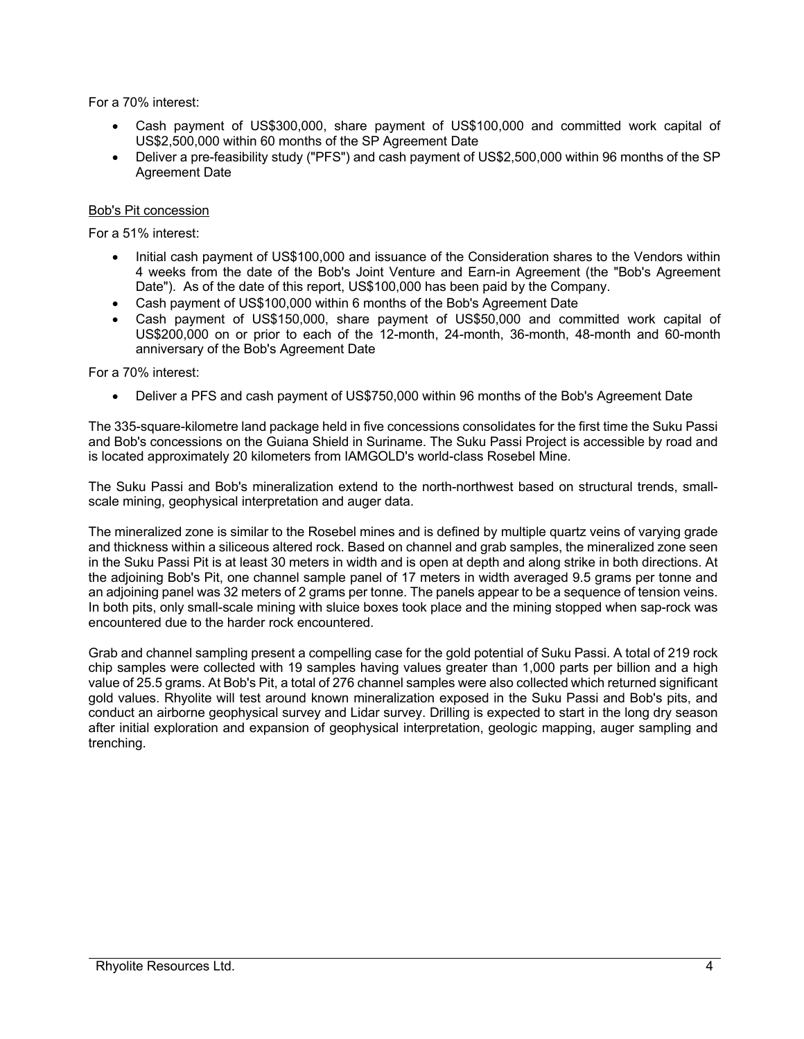For a 70% interest:

- Cash payment of US$300,000, share payment of US$100,000 and committed work capital of US$2,500,000 within 60 months of the SP Agreement Date
- Deliver a pre-feasibility study ("PFS") and cash payment of US$2,500,000 within 96 months of the SP Agreement Date

Bob's Pit concession

For a 51% interest:

- Initial cash payment of US$100,000 and issuance of the Consideration shares to the Vendors within 4 weeks from the date of the Bob's Joint Venture and Earn-in Agreement (the "Bob's Agreement Date"). As of the date of this report, US$100,000 has been paid by the Company.
- Cash payment of US$100,000 within 6 months of the Bob's Agreement Date
- Cash payment of US$150,000, share payment of US$50,000 and committed work capital of US$200,000 on or prior to each of the 12-month, 24-month, 36-month, 48-month and 60-month anniversary of the Bob's Agreement Date

For a 70% interest:

- Deliver a PFS and cash payment of US$750,000 within 96 months of the Bob's Agreement Date

The 335-square-kilometre land package held in five concessions consolidates for the first time the Suku Passi and Bob's concessions on the Guiana Shield in Suriname. The Suku Passi Project is accessible by road and is located approximately 20 kilometers from IAMGOLD's world-class Rosebel Mine.

The Suku Passi and Bob's mineralization extend to the north-northwest based on structural trends, small-scale mining, geophysical interpretation and auger data.

The mineralized zone is similar to the Rosebel mines and is defined by multiple quartz veins of varying grade and thickness within a siliceous altered rock. Based on channel and grab samples, the mineralized zone seen in the Suku Passi Pit is at least 30 meters in width and is open at depth and along strike in both directions. At the adjoining Bob's Pit, one channel sample panel of 17 meters in width averaged 9.5 grams per tonne and an adjoining panel was 32 meters of 2 grams per tonne. The panels appear to be a sequence of tension veins. In both pits, only small-scale mining with sluice boxes took place and the mining stopped when sap-rock was encountered due to the harder rock encountered.

Grab and channel sampling present a compelling case for the gold potential of Suku Passi. A total of 219 rock chip samples were collected with 19 samples having values greater than 1,000 parts per billion and a high value of 25.5 grams. At Bob's Pit, a total of 276 channel samples were also collected which returned significant gold values. Rhyolite will test around known mineralization exposed in the Suku Passi and Bob's pits, and conduct an airborne geophysical survey and Lidar survey. Drilling is expected to start in the long dry season after initial exploration and expansion of geophysical interpretation, geologic mapping, auger sampling and trenching.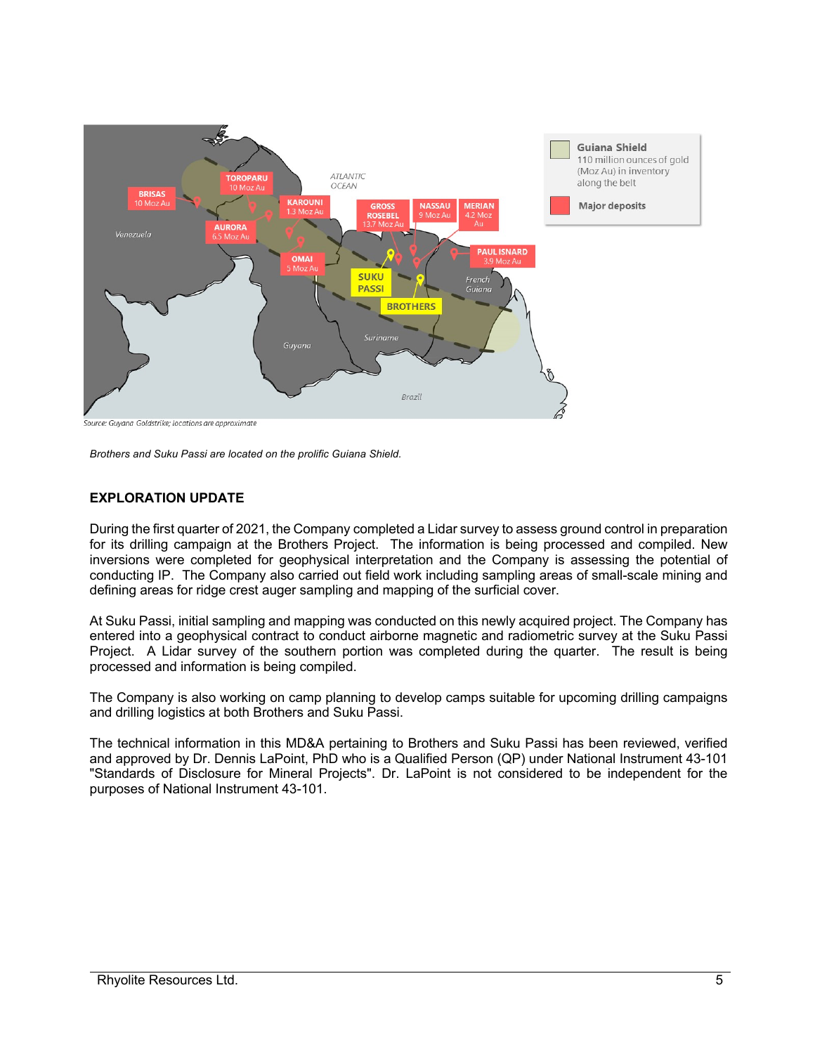Source: Guyana Goldstrike; locations are approximate

*Brothers and Suku Passi are located on the prolific Guiana Shield.*

**EXPLORATION UPDATE**

During the first quarter of 2021, the Company completed a Lidar survey to assess ground control in preparation for its drilling campaign at the Brothers Project. The information is being processed and compiled. New inversions were completed for geophysical interpretation and the Company is assessing the potential of conducting IP. The Company also carried out field work including sampling areas of small-scale mining and defining areas for ridge crest auger sampling and mapping of the surficial cover.

At Suku Passi, initial sampling and mapping was conducted on this newly acquired project. The Company has entered into a geophysical contract to conduct airborne magnetic and radiometric survey at the Suku Passi Project. A Lidar survey of the southern portion was completed during the quarter. The result is being processed and information is being compiled.

The Company is also working on camp planning to develop camps suitable for upcoming drilling campaigns and drilling logistics at both Brothers and Suku Passi.

The technical information in this MD&A pertaining to Brothers and Suku Passi has been reviewed, verified and approved by Dr. Dennis LaPoint, PhD who is a Qualified Person (QP) under National Instrument 43-101 "Standards of Disclosure for Mineral Projects". Dr. LaPoint is not considered to be independent for the purposes of National Instrument 43-101.

Rhyolite Resources Ltd.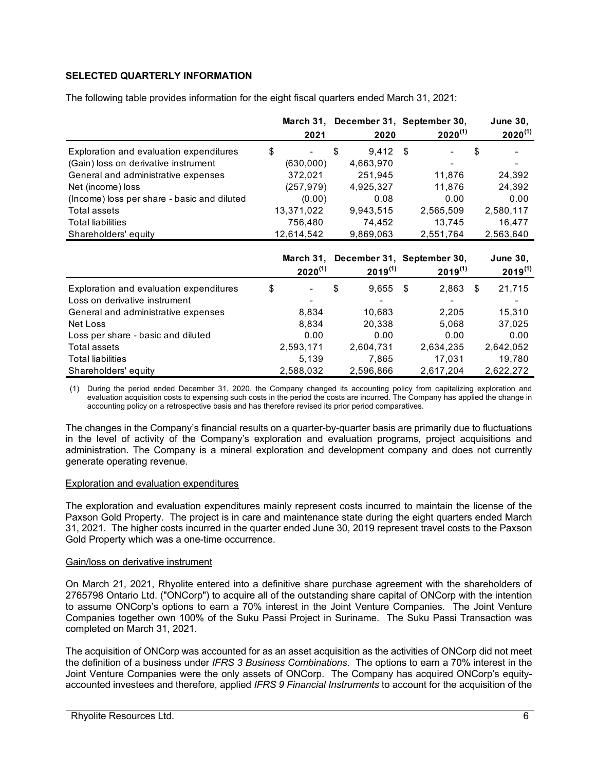**SELECTED QUARTERLY INFORMATION**

The following table provides information for the eight fiscal quarters ended March 31, 2021:

| | March 31, 2021 | December 31, 2020 | September 30, 2020[(1)] | June 30, 2020[(1)] |
|---|---|---|---|---|
| Exploration and evaluation expenditures | $ - | $ 9,412 | $ - | $ - |
| (Gain) loss on derivative instrument | (630,000) | 4,663,970 | - | - |
| General and administrative expenses | 372,021 | 251,945 | 11,876 | 24,392 |
| Net (income) loss | (257,979) | 4,925,327 | 11,876 | 24,392 |
| (Income) loss per share - basic and diluted | (0.00) | 0.08 | 0.00 | 0.00 |
| Total assets | 13,371,022 | 9,943,515 | 2,565,509 | 2,580,117 |
| Total liabilities | 756,480 | 74,452 | 13,745 | 16,477 |
| Shareholders' equity | 12,614,542 | 9,869,063 | 2,551,764 | 2,563,640 |

| | March 31, 2020[(1)] | December 31, 2019[(1)] | September 30, 2019[(1)] | June 30, 2019[(1)] |
|---|---|---|---|---|
| Exploration and evaluation expenditures | $ - | $ 9,655 | $ 2,863 | $ 21,715 |
| Loss on derivative instrument | - | - | - | - |
| General and administrative expenses | 8,834 | 10,683 | 2,205 | 15,310 |
| Net Loss | 8,834 | 20,338 | 5,068 | 37,025 |
| Loss per share - basic and diluted | 0.00 | 0.00 | 0.00 | 0.00 |
| Total assets | 2,593,171 | 2,604,731 | 2,634,235 | 2,642,052 |
| Total liabilities | 5,139 | 7,865 | 17,031 | 19,780 |
| Shareholders' equity | 2,588,032 | 2,596,866 | 2,617,204 | 2,622,272 |

(1) During the period ended December 31, 2020, the Company changed its accounting policy from capitalizing exploration and evaluation acquisition costs to expensing such costs in the period the costs are incurred. The Company has applied the change in accounting policy on a retrospective basis and has therefore revised its prior period comparatives.

The changes in the Company's financial results on a quarter-by-quarter basis are primarily due to fluctuations in the level of activity of the Company's exploration and evaluation programs, project acquisitions and administration. The Company is a mineral exploration and development company and does not currently generate operating revenue.

Exploration and evaluation expenditures

The exploration and evaluation expenditures mainly represent costs incurred to maintain the license of the Paxson Gold Property. The project is in care and maintenance state during the eight quarters ended March 31, 2021. The higher costs incurred in the quarter ended June 30, 2019 represent travel costs to the Paxson Gold Property which was a one-time occurrence.

Gain/loss on derivative instrument

On March 21, 2021, Rhyolite entered into a definitive share purchase agreement with the shareholders of 2765798 Ontario Ltd. ("ONCorp") to acquire all of the outstanding share capital of ONCorp with the intention to assume ONCorp's options to earn a 70% interest in the Joint Venture Companies. The Joint Venture Companies together own 100% of the Suku Passi Project in Suriname. The Suku Passi Transaction was completed on March 31, 2021.

The acquisition of ONCorp was accounted for as an asset acquisition as the activities of ONCorp did not meet the definition of a business under *IFRS 3 Business Combinations*. The options to earn a 70% interest in the Joint Venture Companies were the only assets of ONCorp. The Company has acquired ONCorp's equity-accounted investees and therefore, applied *IFRS 9 Financial Instruments* to account for the acquisition of the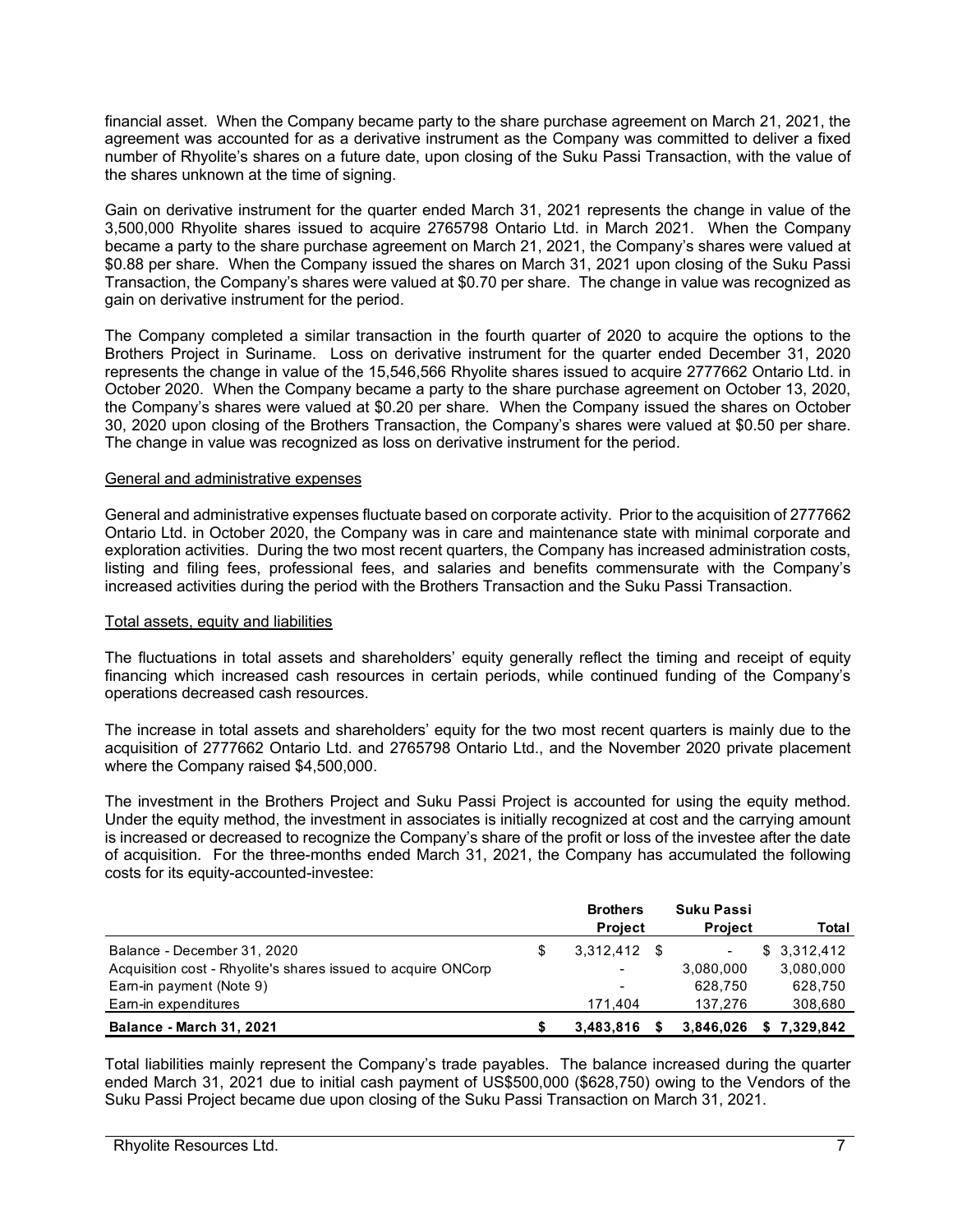financial asset. When the Company became party to the share purchase agreement on March 21, 2021, the agreement was accounted for as a derivative instrument as the Company was committed to deliver a fixed number of Rhyolite's shares on a future date, upon closing of the Suku Passi Transaction, with the value of the shares unknown at the time of signing.

Gain on derivative instrument for the quarter ended March 31, 2021 represents the change in value of the 3,500,000 Rhyolite shares issued to acquire 2765798 Ontario Ltd. in March 2021. When the Company became a party to the share purchase agreement on March 21, 2021, the Company's shares were valued at $0.88 per share. When the Company issued the shares on March 31, 2021 upon closing of the Suku Passi Transaction, the Company's shares were valued at $0.70 per share. The change in value was recognized as gain on derivative instrument for the period.

The Company completed a similar transaction in the fourth quarter of 2020 to acquire the options to the Brothers Project in Suriname. Loss on derivative instrument for the quarter ended December 31, 2020 represents the change in value of the 15,546,566 Rhyolite shares issued to acquire 2777662 Ontario Ltd. in October 2020. When the Company became a party to the share purchase agreement on October 13, 2020, the Company's shares were valued at $0.20 per share. When the Company issued the shares on October 30, 2020 upon closing of the Brothers Transaction, the Company's shares were valued at $0.50 per share. The change in value was recognized as loss on derivative instrument for the period.

General and administrative expenses

General and administrative expenses fluctuate based on corporate activity. Prior to the acquisition of 2777662 Ontario Ltd. in October 2020, the Company was in care and maintenance state with minimal corporate and exploration activities. During the two most recent quarters, the Company has increased administration costs, listing and filing fees, professional fees, and salaries and benefits commensurate with the Company's increased activities during the period with the Brothers Transaction and the Suku Passi Transaction.

Total assets, equity and liabilities

The fluctuations in total assets and shareholders' equity generally reflect the timing and receipt of equity financing which increased cash resources in certain periods, while continued funding of the Company's operations decreased cash resources.

The increase in total assets and shareholders' equity for the two most recent quarters is mainly due to the acquisition of 2777662 Ontario Ltd. and 2765798 Ontario Ltd., and the November 2020 private placement where the Company raised $4,500,000.

The investment in the Brothers Project and Suku Passi Project is accounted for using the equity method. Under the equity method, the investment in associates is initially recognized at cost and the carrying amount is increased or decreased to recognize the Company's share of the profit or loss of the investee after the date of acquisition. For the three-months ended March 31, 2021, the Company has accumulated the following costs for its equity-accounted-investee:

| | Brothers Project | Suku Passi Project | Total |
|---|---|---|---|
| Balance - December 31, 2020 | $ 3,312,412 | $ - | $ 3,312,412 |
| Acquisition cost - Rhyolite's shares issued to acquire ONCorp | - | 3,080,000 | 3,080,000 |
| Earn-in payment (Note 9) | - | 628,750 | 628,750 |
| Earn-in expenditures | 171,404 | 137,276 | 308,680 |
| **Balance - March 31, 2021** | **$ 3,483,816** | **$ 3,846,026** | **$ 7,329,842** |

Total liabilities mainly represent the Company's trade payables. The balance increased during the quarter ended March 31, 2021 due to initial cash payment of US$500,000 ($628,750) owing to the Vendors of the Suku Passi Project became due upon closing of the Suku Passi Transaction on March 31, 2021.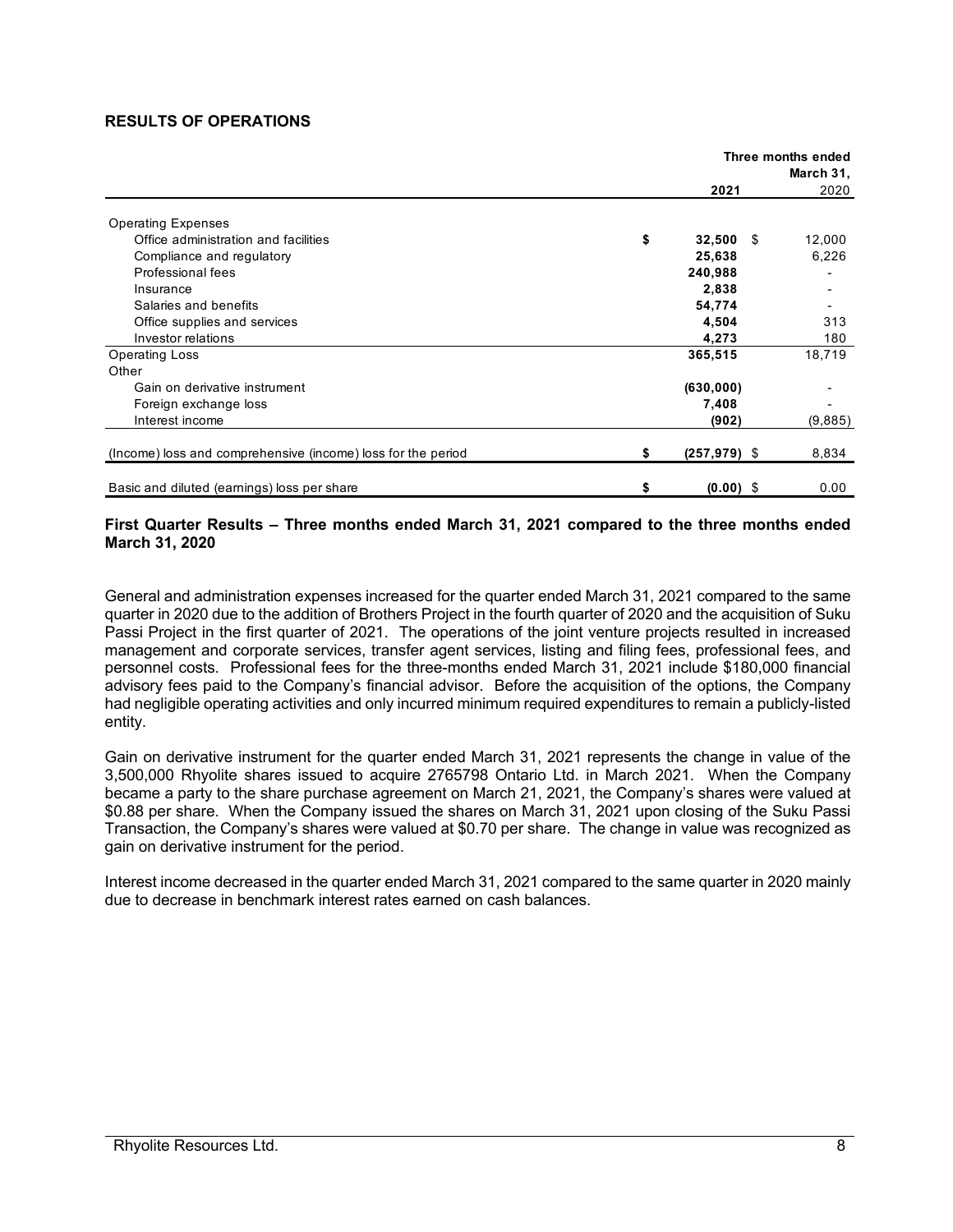## RESULTS OF OPERATIONS

| | Three months ended March 31, 2021 | 2020 |
|---|---|---|
| Operating Expenses | | |
| Office administration and facilities | $ **32,500** | $ 12,000 |
| Compliance and regulatory | **25,638** | 6,226 |
| Professional fees | **240,988** | - |
| Insurance | **2,838** | - |
| Salaries and benefits | **54,774** | - |
| Office supplies and services | **4,504** | 313 |
| Investor relations | **4,273** | 180 |
| Operating Loss | **365,515** | 18,719 |
| Other | | |
| Gain on derivative instrument | **(630,000)** | - |
| Foreign exchange loss | **7,408** | - |
| Interest income | **(902)** | (9,885) |
| (Income) loss and comprehensive (income) loss for the period | $ **(257,979)** | $ 8,834 |
| Basic and diluted (earnings) loss per share | $ **(0.00)** | $ 0.00 |

**First Quarter Results – Three months ended March 31, 2021 compared to the three months ended March 31, 2020**

General and administration expenses increased for the quarter ended March 31, 2021 compared to the same quarter in 2020 due to the addition of Brothers Project in the fourth quarter of 2020 and the acquisition of Suku Passi Project in the first quarter of 2021. The operations of the joint venture projects resulted in increased management and corporate services, transfer agent services, listing and filing fees, professional fees, and personnel costs. Professional fees for the three-months ended March 31, 2021 include $180,000 financial advisory fees paid to the Company's financial advisor. Before the acquisition of the options, the Company had negligible operating activities and only incurred minimum required expenditures to remain a publicly-listed entity.

Gain on derivative instrument for the quarter ended March 31, 2021 represents the change in value of the 3,500,000 Rhyolite shares issued to acquire 2765798 Ontario Ltd. in March 2021. When the Company became a party to the share purchase agreement on March 21, 2021, the Company's shares were valued at $0.88 per share. When the Company issued the shares on March 31, 2021 upon closing of the Suku Passi Transaction, the Company's shares were valued at $0.70 per share. The change in value was recognized as gain on derivative instrument for the period.

Interest income decreased in the quarter ended March 31, 2021 compared to the same quarter in 2020 mainly due to decrease in benchmark interest rates earned on cash balances.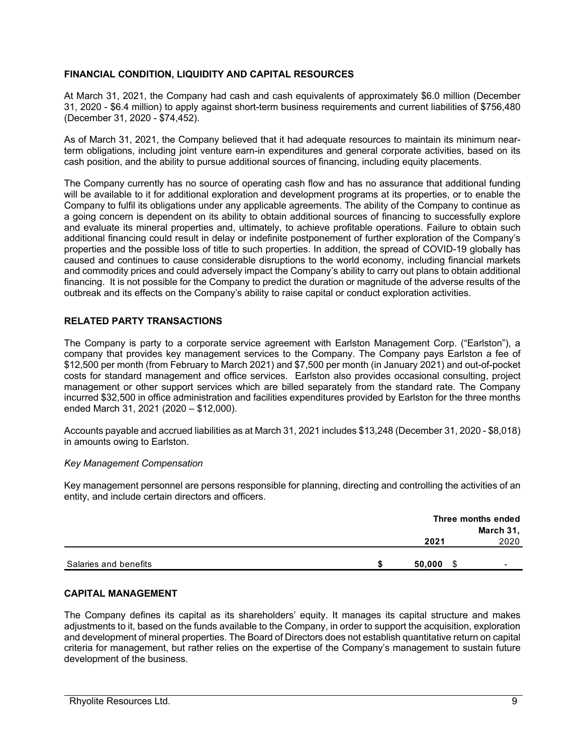## FINANCIAL CONDITION, LIQUIDITY AND CAPITAL RESOURCES

At March 31, 2021, the Company had cash and cash equivalents of approximately $6.0 million (December 31, 2020 - $6.4 million) to apply against short-term business requirements and current liabilities of $756,480 (December 31, 2020 - $74,452).

As of March 31, 2021, the Company believed that it had adequate resources to maintain its minimum near-term obligations, including joint venture earn-in expenditures and general corporate activities, based on its cash position, and the ability to pursue additional sources of financing, including equity placements.

The Company currently has no source of operating cash flow and has no assurance that additional funding will be available to it for additional exploration and development programs at its properties, or to enable the Company to fulfil its obligations under any applicable agreements. The ability of the Company to continue as a going concern is dependent on its ability to obtain additional sources of financing to successfully explore and evaluate its mineral properties and, ultimately, to achieve profitable operations. Failure to obtain such additional financing could result in delay or indefinite postponement of further exploration of the Company's properties and the possible loss of title to such properties. In addition, the spread of COVID-19 globally has caused and continues to cause considerable disruptions to the world economy, including financial markets and commodity prices and could adversely impact the Company's ability to carry out plans to obtain additional financing. It is not possible for the Company to predict the duration or magnitude of the adverse results of the outbreak and its effects on the Company's ability to raise capital or conduct exploration activities.

## RELATED PARTY TRANSACTIONS

The Company is party to a corporate service agreement with Earlston Management Corp. ("Earlston"), a company that provides key management services to the Company. The Company pays Earlston a fee of $12,500 per month (from February to March 2021) and $7,500 per month (in January 2021) and out-of-pocket costs for standard management and office services. Earlston also provides occasional consulting, project management or other support services which are billed separately from the standard rate. The Company incurred $32,500 in office administration and facilities expenditures provided by Earlston for the three months ended March 31, 2021 (2020 – $12,000).

Accounts payable and accrued liabilities as at March 31, 2021 includes $13,248 (December 31, 2020 - $8,018) in amounts owing to Earlston.

*Key Management Compensation*

Key management personnel are persons responsible for planning, directing and controlling the activities of an entity, and include certain directors and officers.

| | Three months ended March 31, | |
|---|---|---|
| | **2021** | 2020 |
| Salaries and benefits | **$ 50,000** | $ - |

## CAPITAL MANAGEMENT

The Company defines its capital as its shareholders' equity. It manages its capital structure and makes adjustments to it, based on the funds available to the Company, in order to support the acquisition, exploration and development of mineral properties. The Board of Directors does not establish quantitative return on capital criteria for management, but rather relies on the expertise of the Company's management to sustain future development of the business.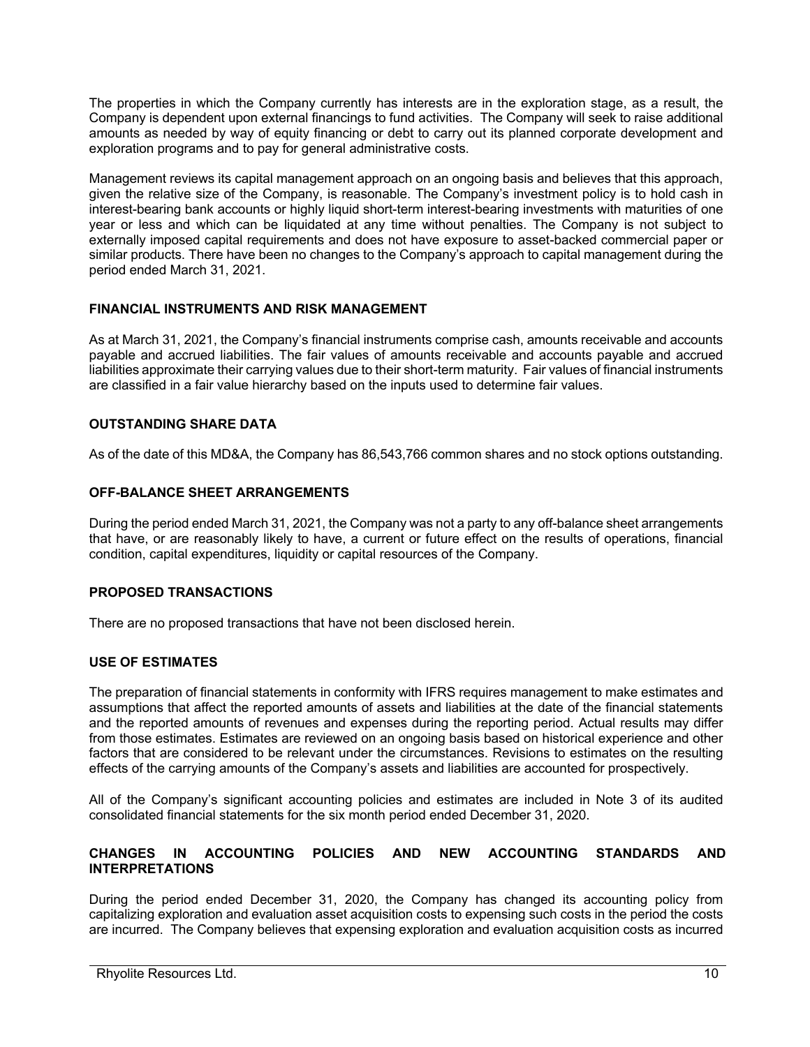The properties in which the Company currently has interests are in the exploration stage, as a result, the Company is dependent upon external financings to fund activities. The Company will seek to raise additional amounts as needed by way of equity financing or debt to carry out its planned corporate development and exploration programs and to pay for general administrative costs.

Management reviews its capital management approach on an ongoing basis and believes that this approach, given the relative size of the Company, is reasonable. The Company's investment policy is to hold cash in interest-bearing bank accounts or highly liquid short-term interest-bearing investments with maturities of one year or less and which can be liquidated at any time without penalties. The Company is not subject to externally imposed capital requirements and does not have exposure to asset-backed commercial paper or similar products. There have been no changes to the Company's approach to capital management during the period ended March 31, 2021.

## FINANCIAL INSTRUMENTS AND RISK MANAGEMENT

As at March 31, 2021, the Company's financial instruments comprise cash, amounts receivable and accounts payable and accrued liabilities. The fair values of amounts receivable and accounts payable and accrued liabilities approximate their carrying values due to their short-term maturity. Fair values of financial instruments are classified in a fair value hierarchy based on the inputs used to determine fair values.

## OUTSTANDING SHARE DATA

As of the date of this MD&A, the Company has 86,543,766 common shares and no stock options outstanding.

## OFF-BALANCE SHEET ARRANGEMENTS

During the period ended March 31, 2021, the Company was not a party to any off-balance sheet arrangements that have, or are reasonably likely to have, a current or future effect on the results of operations, financial condition, capital expenditures, liquidity or capital resources of the Company.

## PROPOSED TRANSACTIONS

There are no proposed transactions that have not been disclosed herein.

## USE OF ESTIMATES

The preparation of financial statements in conformity with IFRS requires management to make estimates and assumptions that affect the reported amounts of assets and liabilities at the date of the financial statements and the reported amounts of revenues and expenses during the reporting period. Actual results may differ from those estimates. Estimates are reviewed on an ongoing basis based on historical experience and other factors that are considered to be relevant under the circumstances. Revisions to estimates on the resulting effects of the carrying amounts of the Company's assets and liabilities are accounted for prospectively.

All of the Company's significant accounting policies and estimates are included in Note 3 of its audited consolidated financial statements for the six month period ended December 31, 2020.

## CHANGES IN ACCOUNTING POLICIES AND NEW ACCOUNTING STANDARDS AND INTERPRETATIONS

During the period ended December 31, 2020, the Company has changed its accounting policy from capitalizing exploration and evaluation asset acquisition costs to expensing such costs in the period the costs are incurred. The Company believes that expensing exploration and evaluation acquisition costs as incurred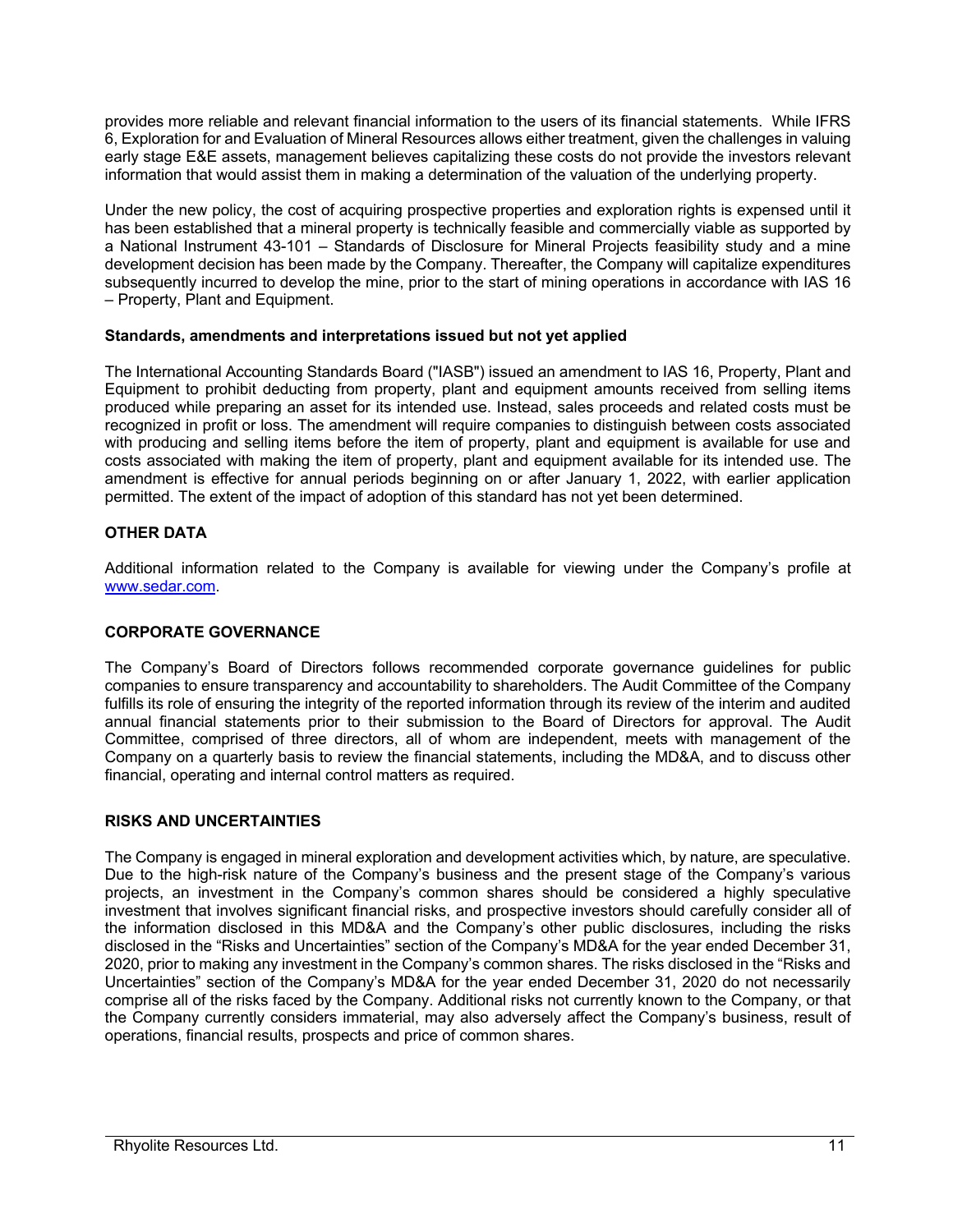provides more reliable and relevant financial information to the users of its financial statements. While IFRS 6, Exploration for and Evaluation of Mineral Resources allows either treatment, given the challenges in valuing early stage E&E assets, management believes capitalizing these costs do not provide the investors relevant information that would assist them in making a determination of the valuation of the underlying property.

Under the new policy, the cost of acquiring prospective properties and exploration rights is expensed until it has been established that a mineral property is technically feasible and commercially viable as supported by a National Instrument 43-101 – Standards of Disclosure for Mineral Projects feasibility study and a mine development decision has been made by the Company. Thereafter, the Company will capitalize expenditures subsequently incurred to develop the mine, prior to the start of mining operations in accordance with IAS 16 – Property, Plant and Equipment.

### Standards, amendments and interpretations issued but not yet applied

The International Accounting Standards Board ("IASB") issued an amendment to IAS 16, Property, Plant and Equipment to prohibit deducting from property, plant and equipment amounts received from selling items produced while preparing an asset for its intended use. Instead, sales proceeds and related costs must be recognized in profit or loss. The amendment will require companies to distinguish between costs associated with producing and selling items before the item of property, plant and equipment is available for use and costs associated with making the item of property, plant and equipment available for its intended use. The amendment is effective for annual periods beginning on or after January 1, 2022, with earlier application permitted. The extent of the impact of adoption of this standard has not yet been determined.

## OTHER DATA

Additional information related to the Company is available for viewing under the Company's profile at www.sedar.com.

## CORPORATE GOVERNANCE

The Company's Board of Directors follows recommended corporate governance guidelines for public companies to ensure transparency and accountability to shareholders. The Audit Committee of the Company fulfills its role of ensuring the integrity of the reported information through its review of the interim and audited annual financial statements prior to their submission to the Board of Directors for approval. The Audit Committee, comprised of three directors, all of whom are independent, meets with management of the Company on a quarterly basis to review the financial statements, including the MD&A, and to discuss other financial, operating and internal control matters as required.

## RISKS AND UNCERTAINTIES

The Company is engaged in mineral exploration and development activities which, by nature, are speculative. Due to the high-risk nature of the Company's business and the present stage of the Company's various projects, an investment in the Company's common shares should be considered a highly speculative investment that involves significant financial risks, and prospective investors should carefully consider all of the information disclosed in this MD&A and the Company's other public disclosures, including the risks disclosed in the "Risks and Uncertainties" section of the Company's MD&A for the year ended December 31, 2020, prior to making any investment in the Company's common shares. The risks disclosed in the "Risks and Uncertainties" section of the Company's MD&A for the year ended December 31, 2020 do not necessarily comprise all of the risks faced by the Company. Additional risks not currently known to the Company, or that the Company currently considers immaterial, may also adversely affect the Company's business, result of operations, financial results, prospects and price of common shares.